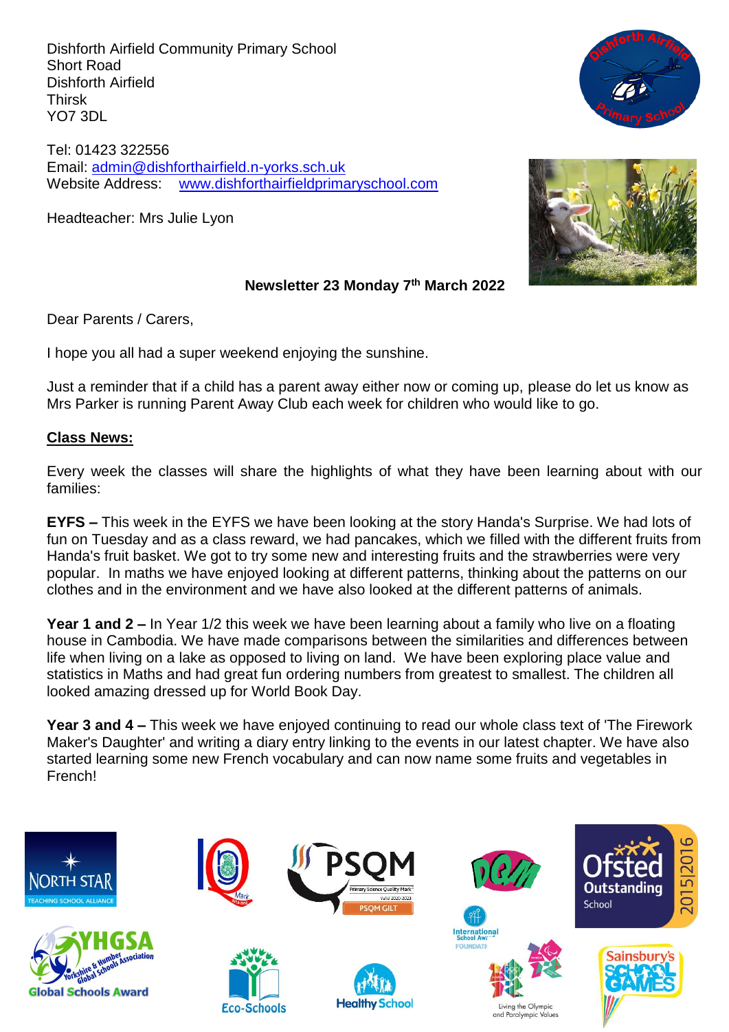Dishforth Airfield Community Primary School
Short Road
Dishforth Airfield
Thirsk
YO7 3DL

Tel: 01423 322556
Email: admin@dishforthairfield.n-yorks.sch.uk
Website Address: www.dishforthairfieldprimaryschool.com

Headteacher: Mrs Julie Lyon

**Newsletter 23 Monday 7th March 2022**

Dear Parents / Carers,

I hope you all had a super weekend enjoying the sunshine.

Just a reminder that if a child has a parent away either now or coming up, please do let us know as Mrs Parker is running Parent Away Club each week for children who would like to go.

## Class News:

Every week the classes will share the highlights of what they have been learning about with our families:

**EYFS –** This week in the EYFS we have been looking at the story Handa's Surprise. We had lots of fun on Tuesday and as a class reward, we had pancakes, which we filled with the different fruits from Handa's fruit basket. We got to try some new and interesting fruits and the strawberries were very popular. In maths we have enjoyed looking at different patterns, thinking about the patterns on our clothes and in the environment and we have also looked at the different patterns of animals.

**Year 1 and 2 –** In Year 1/2 this week we have been learning about a family who live on a floating house in Cambodia. We have made comparisons between the similarities and differences between life when living on a lake as opposed to living on land. We have been exploring place value and statistics in Maths and had great fun ordering numbers from greatest to smallest. The children all looked amazing dressed up for World Book Day.

**Year 3 and 4 –** This week we have enjoyed continuing to read our whole class text of 'The Firework Maker's Daughter' and writing a diary entry linking to the events in our latest chapter. We have also started learning some new French vocabulary and can now name some fruits and vegetables in French!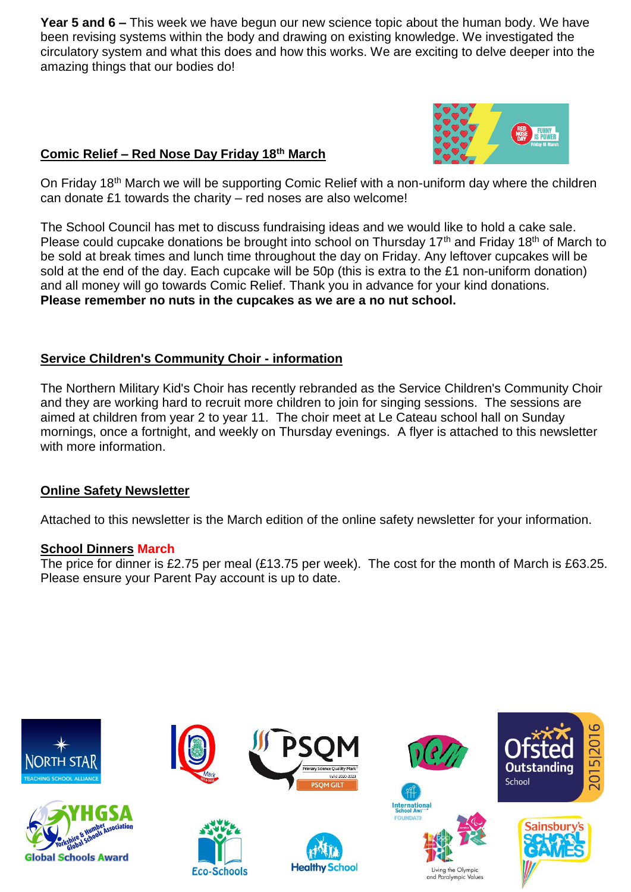**Year 5 and 6 –** This week we have begun our new science topic about the human body. We have been revising systems within the body and drawing on existing knowledge. We investigated the circulatory system and what this does and how this works. We are exciting to delve deeper into the amazing things that our bodies do!

## Comic Relief – Red Nose Day Friday 18th March

On Friday 18th March we will be supporting Comic Relief with a non-uniform day where the children can donate £1 towards the charity – red noses are also welcome!

The School Council has met to discuss fundraising ideas and we would like to hold a cake sale. Please could cupcake donations be brought into school on Thursday 17th and Friday 18th of March to be sold at break times and lunch time throughout the day on Friday. Any leftover cupcakes will be sold at the end of the day. Each cupcake will be 50p (this is extra to the £1 non-uniform donation) and all money will go towards Comic Relief. Thank you in advance for your kind donations.
**Please remember no nuts in the cupcakes as we are a no nut school.**

## Service Children's Community Choir - information

The Northern Military Kid's Choir has recently rebranded as the Service Children's Community Choir and they are working hard to recruit more children to join for singing sessions. The sessions are aimed at children from year 2 to year 11. The choir meet at Le Cateau school hall on Sunday mornings, once a fortnight, and weekly on Thursday evenings. A flyer is attached to this newsletter with more information.

## Online Safety Newsletter

Attached to this newsletter is the March edition of the online safety newsletter for your information.

## School Dinners March

The price for dinner is £2.75 per meal (£13.75 per week). The cost for the month of March is £63.25. Please ensure your Parent Pay account is up to date.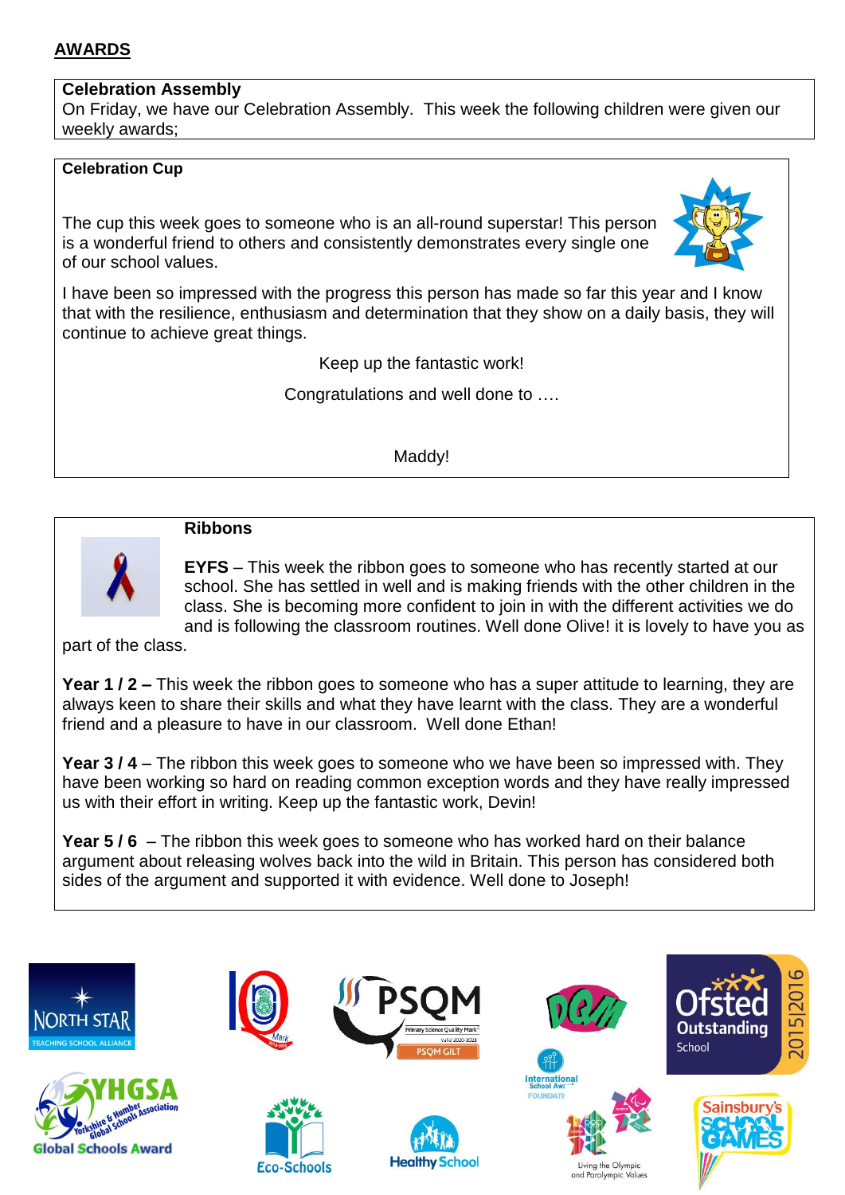## AWARDS

**Celebration Assembly**
On Friday, we have our Celebration Assembly. This week the following children were given our weekly awards;

**Celebration Cup**

The cup this week goes to someone who is an all-round superstar! This person is a wonderful friend to others and consistently demonstrates every single one of our school values.

I have been so impressed with the progress this person has made so far this year and I know that with the resilience, enthusiasm and determination that they show on a daily basis, they will continue to achieve great things.

Keep up the fantastic work!

Congratulations and well done to ….

Maddy!

**Ribbons**

**EYFS** – This week the ribbon goes to someone who has recently started at our school. She has settled in well and is making friends with the other children in the class. She is becoming more confident to join in with the different activities we do and is following the classroom routines. Well done Olive! it is lovely to have you as part of the class.

**Year 1 / 2 –** This week the ribbon goes to someone who has a super attitude to learning, they are always keen to share their skills and what they have learnt with the class. They are a wonderful friend and a pleasure to have in our classroom. Well done Ethan!

**Year 3 / 4** – The ribbon this week goes to someone who we have been so impressed with. They have been working so hard on reading common exception words and they have really impressed us with their effort in writing. Keep up the fantastic work, Devin!

**Year 5 / 6** – The ribbon this week goes to someone who has worked hard on their balance argument about releasing wolves back into the wild in Britain. This person has considered both sides of the argument and supported it with evidence. Well done to Joseph!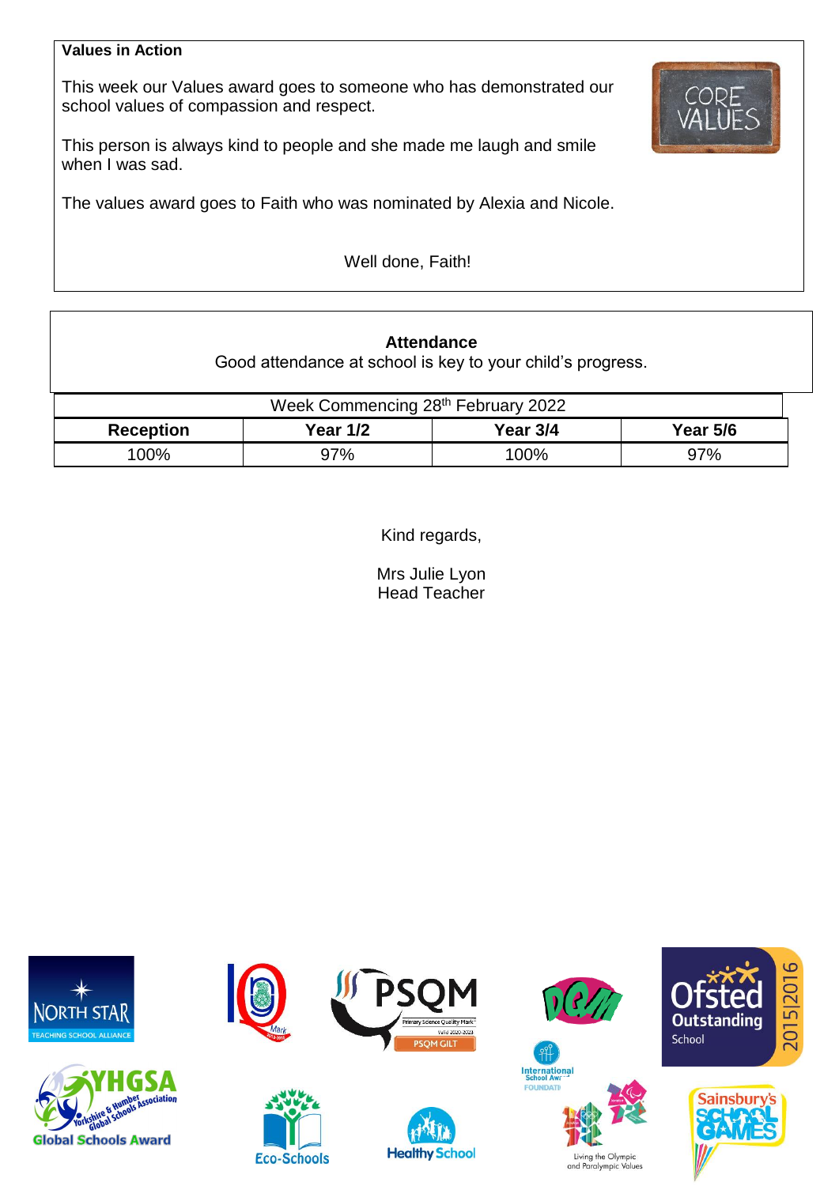**Values in Action**

This week our Values award goes to someone who has demonstrated our school values of compassion and respect.

This person is always kind to people and she made me laugh and smile when I was sad.

The values award goes to Faith who was nominated by Alexia and Nicole.

Well done, Faith!

**Attendance**

Good attendance at school is key to your child's progress.

| Week Commencing 28th February 2022 | | | |
|---|---|---|---|
| **Reception** | **Year 1/2** | **Year 3/4** | **Year 5/6** |
| 100% | 97% | 100% | 97% |

Kind regards,

Mrs Julie Lyon
Head Teacher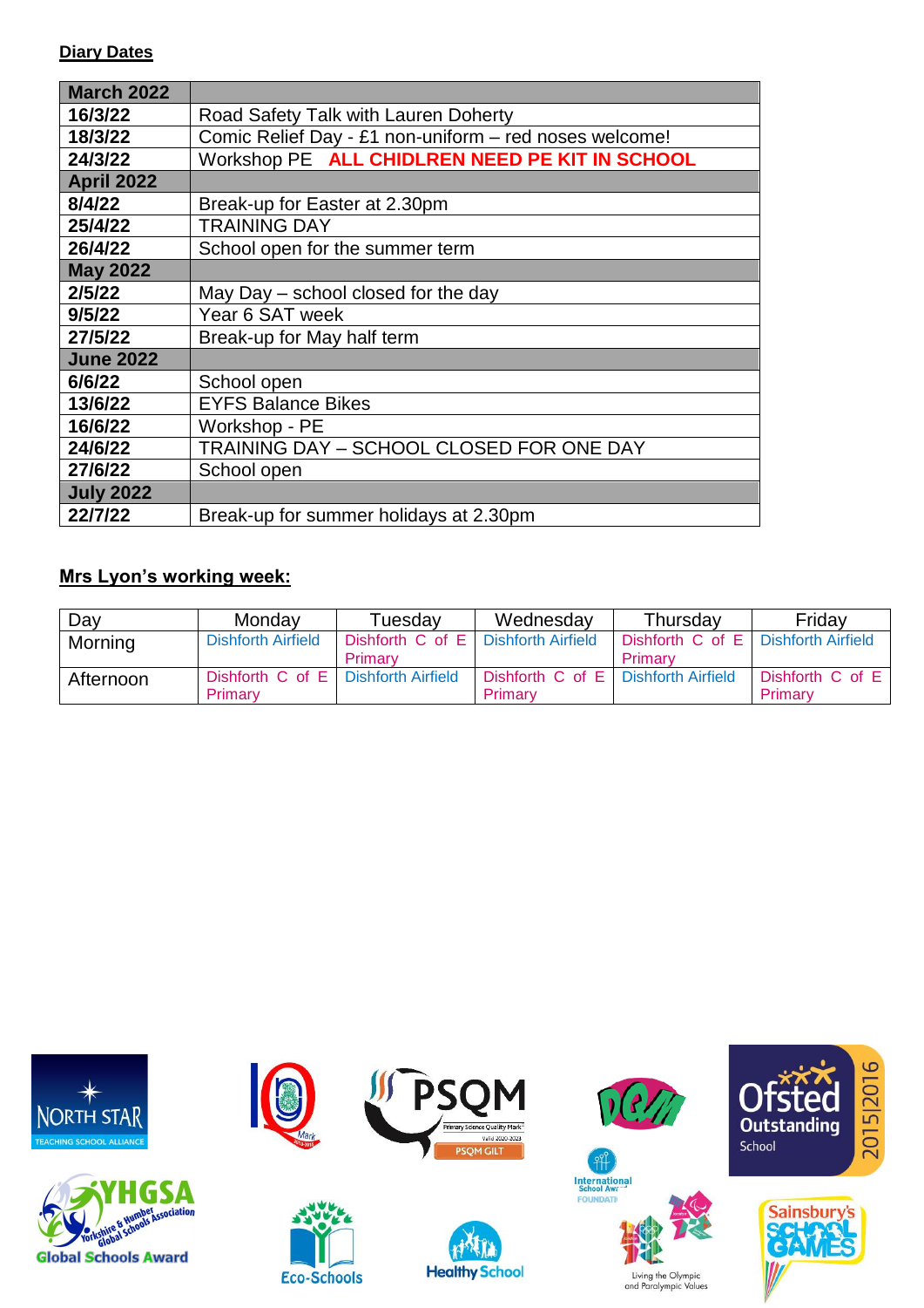**Diary Dates**

| March 2022 | |
|---|---|
| 16/3/22 | Road Safety Talk with Lauren Doherty |
| 18/3/22 | Comic Relief Day - £1 non-uniform – red noses welcome! |
| 24/3/22 | Workshop PE **ALL CHIDLREN NEED PE KIT IN SCHOOL** |
| **April 2022** | |
| 8/4/22 | Break-up for Easter at 2.30pm |
| 25/4/22 | TRAINING DAY |
| 26/4/22 | School open for the summer term |
| **May 2022** | |
| 2/5/22 | May Day – school closed for the day |
| 9/5/22 | Year 6 SAT week |
| 27/5/22 | Break-up for May half term |
| **June 2022** | |
| 6/6/22 | School open |
| 13/6/22 | EYFS Balance Bikes |
| 16/6/22 | Workshop - PE |
| 24/6/22 | TRAINING DAY – SCHOOL CLOSED FOR ONE DAY |
| 27/6/22 | School open |
| **July 2022** | |
| 22/7/22 | Break-up for summer holidays at 2.30pm |

**Mrs Lyon's working week:**

| Day | Monday | Tuesday | Wednesday | Thursday | Friday |
|---|---|---|---|---|---|
| Morning | Dishforth Airfield | Dishforth C of E Primary | Dishforth Airfield | Dishforth C of E Primary | Dishforth Airfield |
| Afternoon | Dishforth C of E Primary | Dishforth Airfield | Dishforth C of E Primary | Dishforth Airfield | Dishforth C of E Primary |